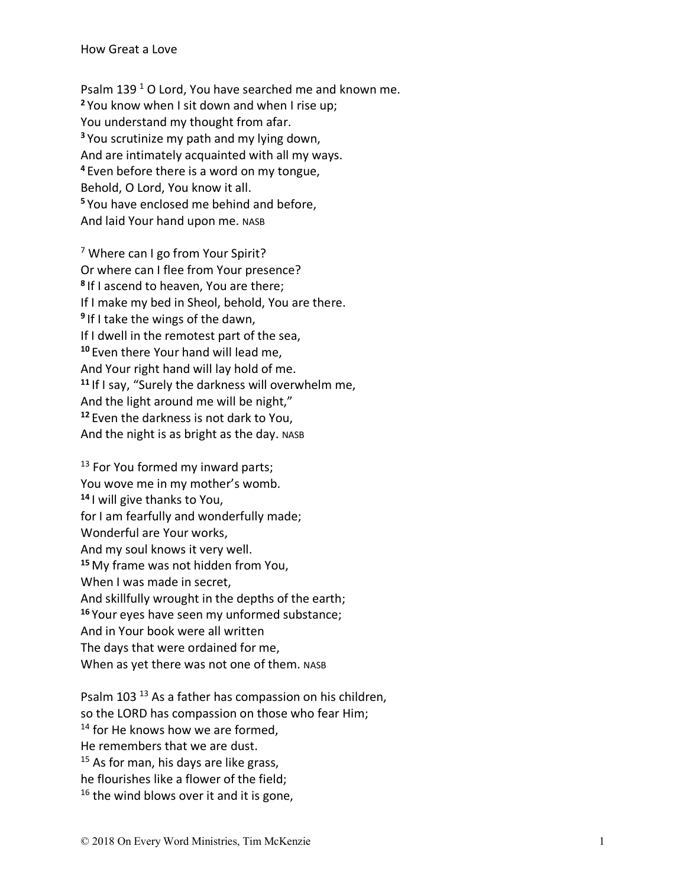How Great a Love

Psalm 139 [1] O Lord, You have searched me and known me.
[2] You know when I sit down and when I rise up;
You understand my thought from afar.
[3] You scrutinize my path and my lying down,
And are intimately acquainted with all my ways.
[4] Even before there is a word on my tongue,
Behold, O Lord, You know it all.
[5] You have enclosed me behind and before,
And laid Your hand upon me. NASB

[7] Where can I go from Your Spirit?
Or where can I flee from Your presence?
[8] If I ascend to heaven, You are there;
If I make my bed in Sheol, behold, You are there.
[9] If I take the wings of the dawn,
If I dwell in the remotest part of the sea,
[10] Even there Your hand will lead me,
And Your right hand will lay hold of me.
[11] If I say, "Surely the darkness will overwhelm me,
And the light around me will be night,"
[12] Even the darkness is not dark to You,
And the night is as bright as the day. NASB

[13] For You formed my inward parts;
You wove me in my mother's womb.
[14] I will give thanks to You,
for I am fearfully and wonderfully made;
Wonderful are Your works,
And my soul knows it very well.
[15] My frame was not hidden from You,
When I was made in secret,
And skillfully wrought in the depths of the earth;
[16] Your eyes have seen my unformed substance;
And in Your book were all written
The days that were ordained for me,
When as yet there was not one of them. NASB

Psalm 103 [13] As a father has compassion on his children,
so the LORD has compassion on those who fear Him;
[14] for He knows how we are formed,
He remembers that we are dust.
[15] As for man, his days are like grass,
he flourishes like a flower of the field;
[16] the wind blows over it and it is gone,

© 2018 On Every Word Ministries, Tim McKenzie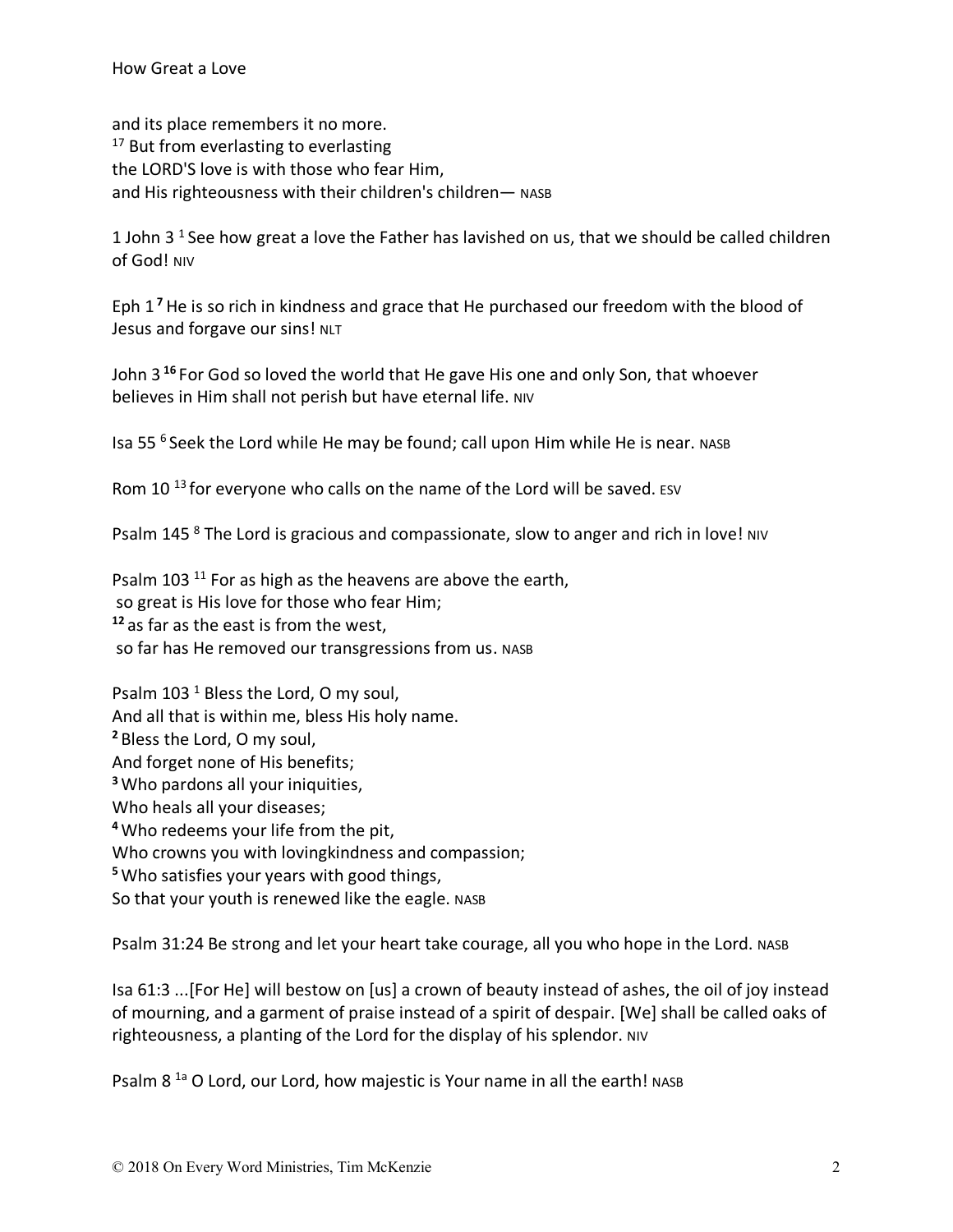and its place remembers it no more.
[17] But from everlasting to everlasting
the LORD'S love is with those who fear Him,
and His righteousness with their children's children— NASB

1 John 3 [1] See how great a love the Father has lavished on us, that we should be called children of God! NIV

Eph 1 **[7]** He is so rich in kindness and grace that He purchased our freedom with the blood of Jesus and forgave our sins! NLT

John 3 **[16]** For God so loved the world that He gave His one and only Son, that whoever believes in Him shall not perish but have eternal life. NIV

Isa 55 [6] Seek the Lord while He may be found; call upon Him while He is near. NASB

Rom 10 [13] for everyone who calls on the name of the Lord will be saved. ESV

Psalm 145 [8] The Lord is gracious and compassionate, slow to anger and rich in love! NIV

Psalm 103 [11] For as high as the heavens are above the earth,
so great is His love for those who fear Him;
**[12]** as far as the east is from the west,
so far has He removed our transgressions from us. NASB

Psalm 103 [1] Bless the Lord, O my soul,
And all that is within me, bless His holy name.
**[2]** Bless the Lord, O my soul,
And forget none of His benefits;
**[3]** Who pardons all your iniquities,
Who heals all your diseases;
**[4]** Who redeems your life from the pit,
Who crowns you with lovingkindness and compassion;
**[5]** Who satisfies your years with good things,
So that your youth is renewed like the eagle. NASB

Psalm 31:24 Be strong and let your heart take courage, all you who hope in the Lord. NASB

Isa 61:3 ...[For He] will bestow on [us] a crown of beauty instead of ashes, the oil of joy instead of mourning, and a garment of praise instead of a spirit of despair. [We] shall be called oaks of righteousness, a planting of the Lord for the display of his splendor. NIV

Psalm 8 [1a] O Lord, our Lord, how majestic is Your name in all the earth! NASB

© 2018 On Every Word Ministries, Tim McKenzie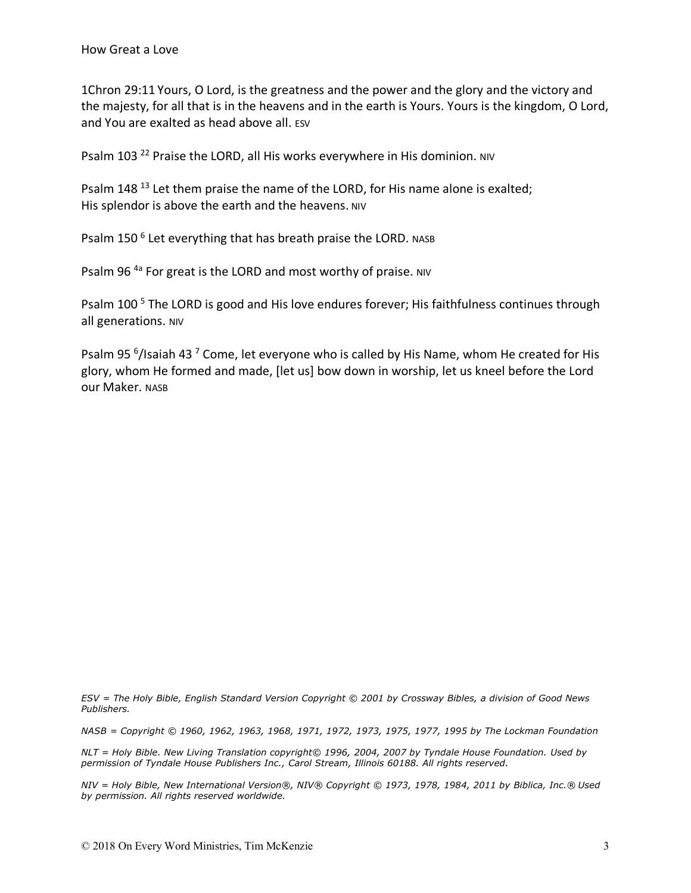1Chron 29:11 Yours, O Lord, is the greatness and the power and the glory and the victory and the majesty, for all that is in the heavens and in the earth is Yours. Yours is the kingdom, O Lord, and You are exalted as head above all. ESV

Psalm 103 [22] Praise the LORD, all His works everywhere in His dominion. NIV

Psalm 148 [13] Let them praise the name of the LORD, for His name alone is exalted;
His splendor is above the earth and the heavens. NIV

Psalm 150 [6] Let everything that has breath praise the LORD. NASB

Psalm 96 [4a] For great is the LORD and most worthy of praise. NIV

Psalm 100 [5] The LORD is good and His love endures forever; His faithfulness continues through all generations. NIV

Psalm 95 [6]/Isaiah 43 [7] Come, let everyone who is called by His Name, whom He created for His glory, whom He formed and made, [let us] bow down in worship, let us kneel before the Lord our Maker. NASB

*ESV = The Holy Bible, English Standard Version Copyright © 2001 by Crossway Bibles, a division of Good News Publishers.*

*NASB = Copyright © 1960, 1962, 1963, 1968, 1971, 1972, 1973, 1975, 1977, 1995 by The Lockman Foundation*

*NLT = Holy Bible. New Living Translation copyright© 1996, 2004, 2007 by Tyndale House Foundation. Used by permission of Tyndale House Publishers Inc., Carol Stream, Illinois 60188. All rights reserved.*

*NIV = Holy Bible, New International Version®, NIV® Copyright © 1973, 1978, 1984, 2011 by Biblica, Inc.® Used by permission. All rights reserved worldwide.*